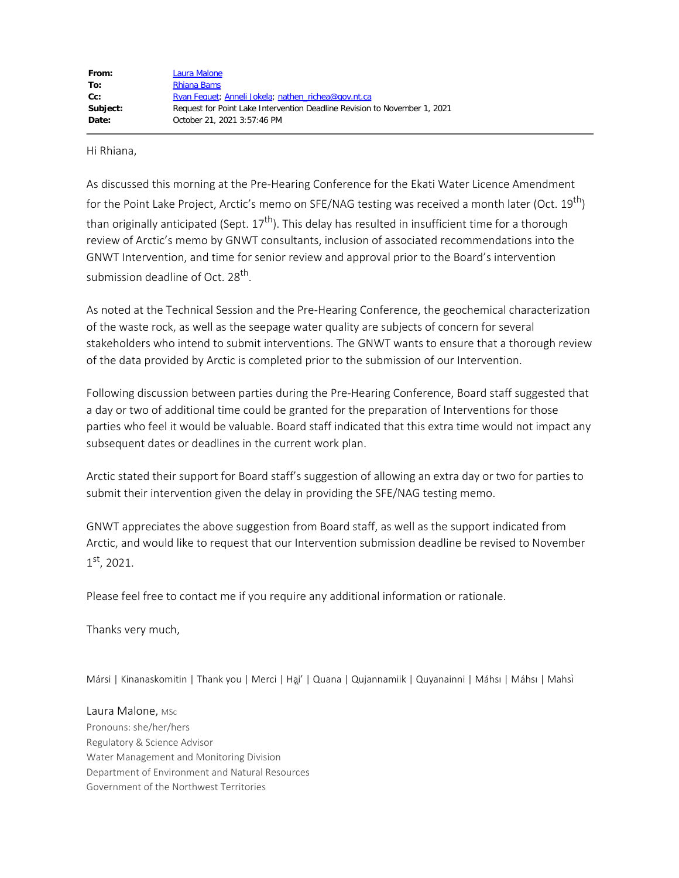| | |
|---|---|
| **From:** | Laura Malone |
| **To:** | Rhiana Bams |
| **Cc:** | Ryan Fequet; Anneli Jokela; nathen_richea@gov.nt.ca |
| **Subject:** | Request for Point Lake Intervention Deadline Revision to November 1, 2021 |
| **Date:** | October 21, 2021 3:57:46 PM |

Hi Rhiana,

As discussed this morning at the Pre-Hearing Conference for the Ekati Water Licence Amendment for the Point Lake Project, Arctic's memo on SFE/NAG testing was received a month later (Oct. 19th) than originally anticipated (Sept. 17th). This delay has resulted in insufficient time for a thorough review of Arctic's memo by GNWT consultants, inclusion of associated recommendations into the GNWT Intervention, and time for senior review and approval prior to the Board's intervention submission deadline of Oct. 28th.

As noted at the Technical Session and the Pre-Hearing Conference, the geochemical characterization of the waste rock, as well as the seepage water quality are subjects of concern for several stakeholders who intend to submit interventions. The GNWT wants to ensure that a thorough review of the data provided by Arctic is completed prior to the submission of our Intervention.

Following discussion between parties during the Pre-Hearing Conference, Board staff suggested that a day or two of additional time could be granted for the preparation of Interventions for those parties who feel it would be valuable. Board staff indicated that this extra time would not impact any subsequent dates or deadlines in the current work plan.

Arctic stated their support for Board staff's suggestion of allowing an extra day or two for parties to submit their intervention given the delay in providing the SFE/NAG testing memo.

GNWT appreciates the above suggestion from Board staff, as well as the support indicated from Arctic, and would like to request that our Intervention submission deadline be revised to November 1st, 2021.

Please feel free to contact me if you require any additional information or rationale.

Thanks very much,

Mársi | Kinanaskomitin | Thank you | Merci | Hą̨i' | Quana | Qujannamiik | Quyanainni | Máhsı | Máhsı | Mahsì

Laura Malone, MSc
Pronouns: she/her/hers
Regulatory & Science Advisor
Water Management and Monitoring Division
Department of Environment and Natural Resources
Government of the Northwest Territories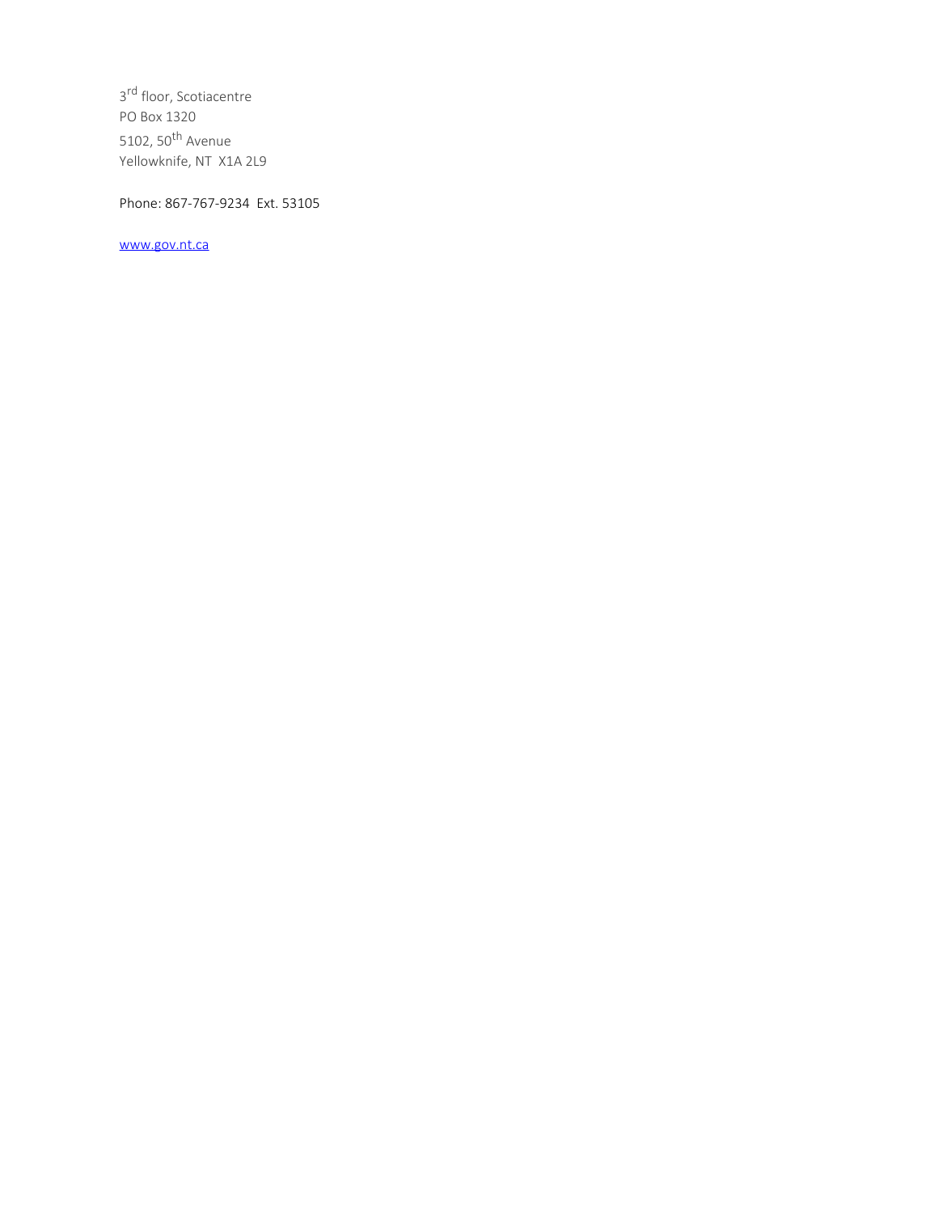3rd floor, Scotiacentre
PO Box 1320
5102, 50th Avenue
Yellowknife, NT  X1A 2L9

Phone: 867-767-9234  Ext. 53105

www.gov.nt.ca